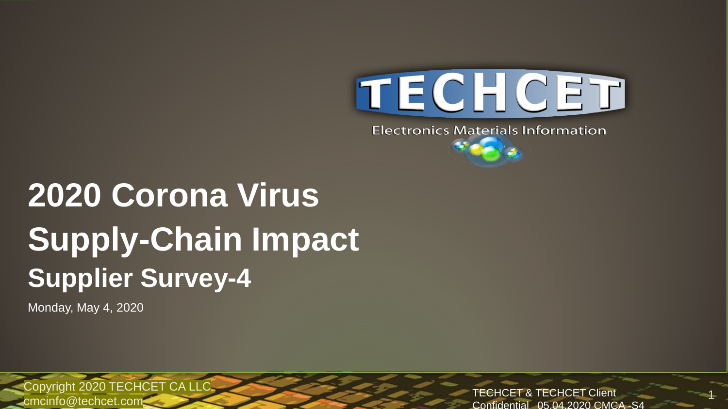TECHCET

Electronics Materials Information

# 2020 Corona Virus Supply-Chain Impact

## Supplier Survey-4

Monday, May 4, 2020

Copyright 2020 TECHCET CA LLC
cmcinfo@techcet.com

TECHCET & TECHCET Client Confidential 05.04.2020 CMCA -S4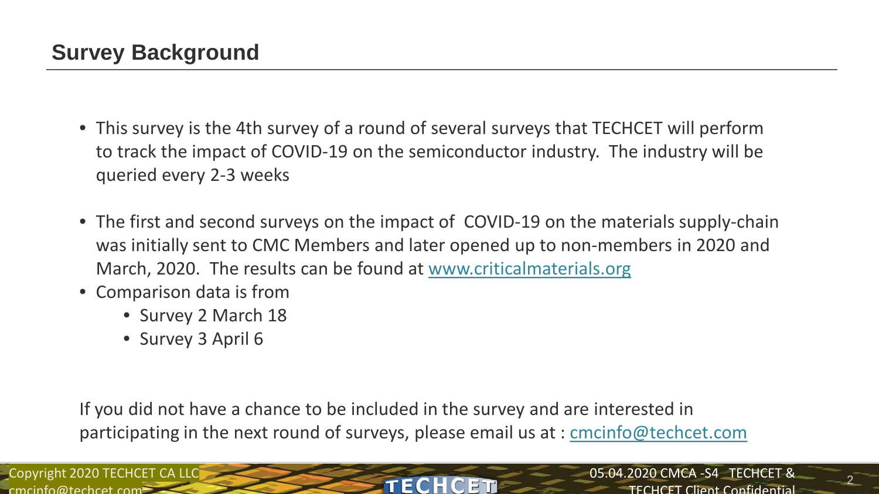## Survey Background

- This survey is the 4th survey of a round of several surveys that TECHCET will perform to track the impact of COVID-19 on the semiconductor industry. The industry will be queried every 2-3 weeks

- The first and second surveys on the impact of COVID-19 on the materials supply-chain was initially sent to CMC Members and later opened up to non-members in 2020 and March, 2020. The results can be found at www.criticalmaterials.org
- Comparison data is from
  - Survey 2 March 18
  - Survey 3 April 6

If you did not have a chance to be included in the survey and are interested in participating in the next round of surveys, please email us at : cmcinfo@techcet.com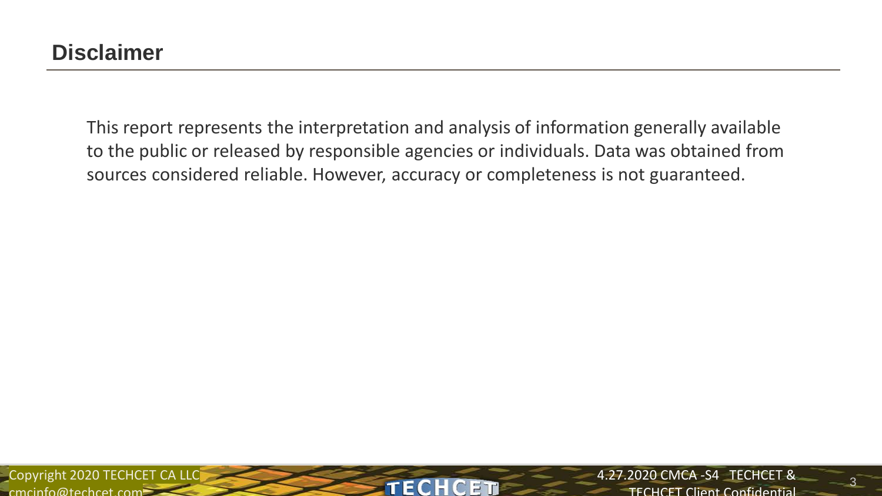# Disclaimer

This report represents the interpretation and analysis of information generally available to the public or released by responsible agencies or individuals. Data was obtained from sources considered reliable. However, accuracy or completeness is not guaranteed.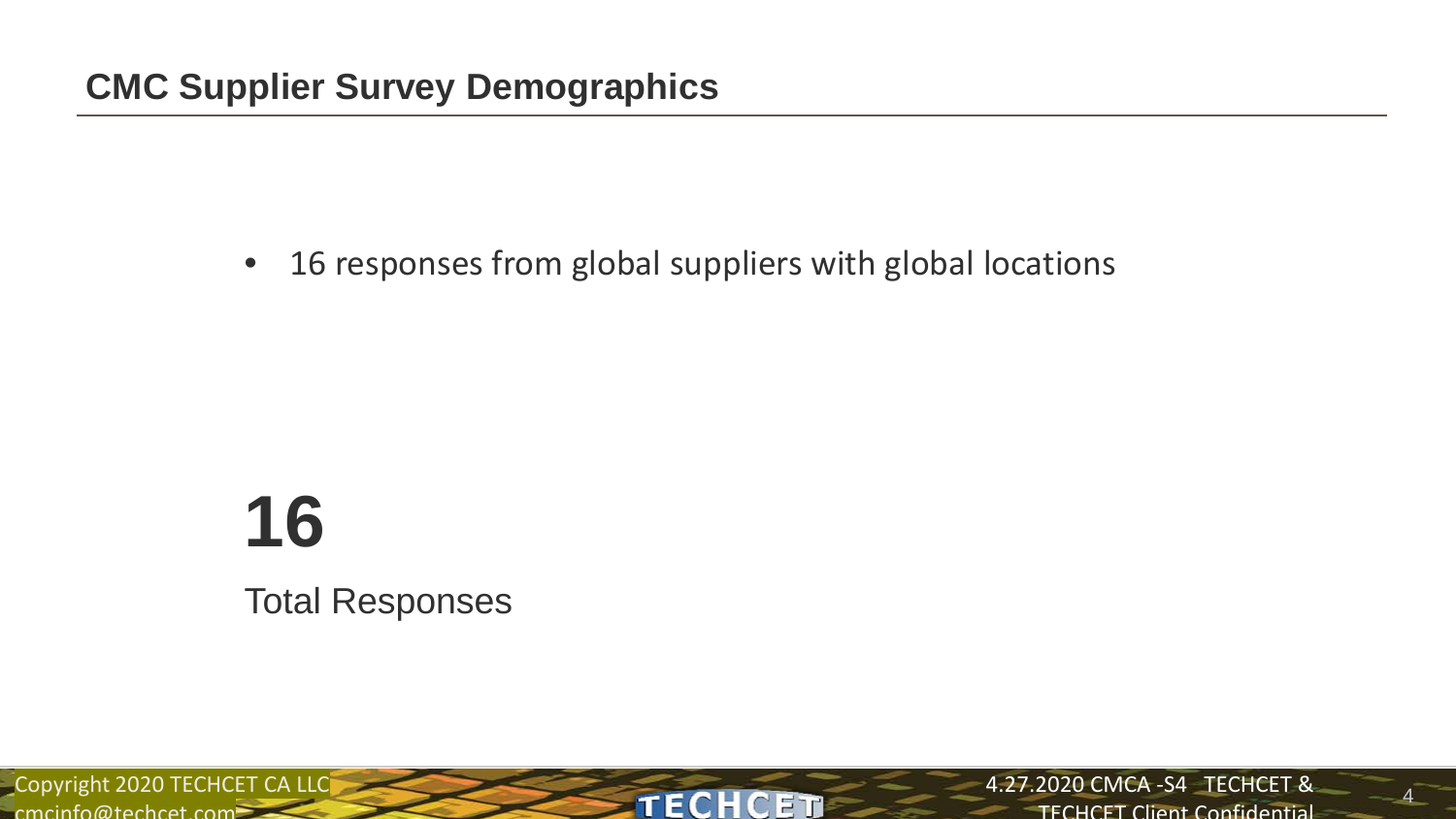## CMC Supplier Survey Demographics

- 16 responses from global suppliers with global locations

**16**

Total Responses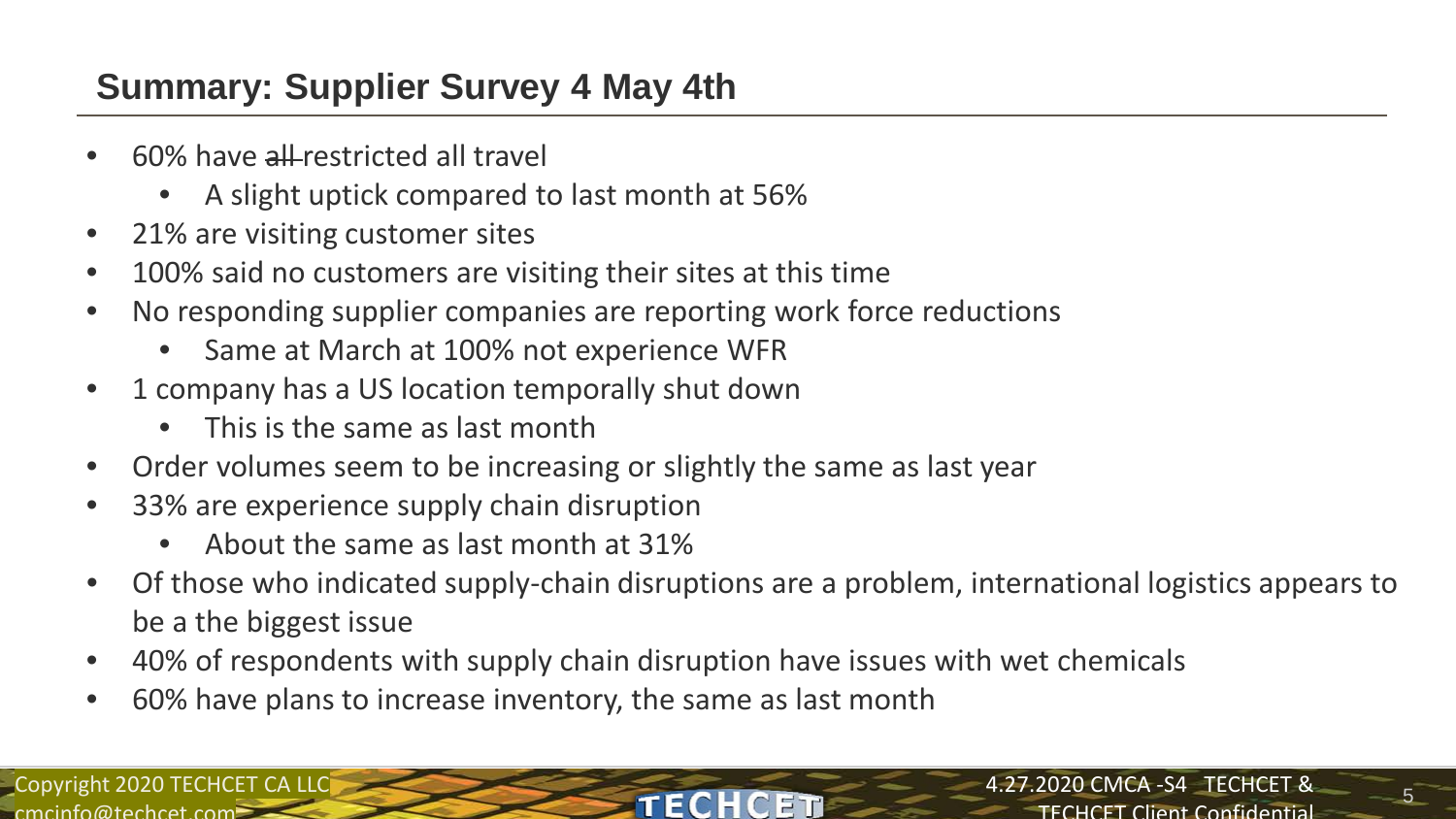## Summary: Supplier Survey 4 May 4th

- 60% have ~~all~~ restricted all travel
  - A slight uptick compared to last month at 56%
- 21% are visiting customer sites
- 100% said no customers are visiting their sites at this time
- No responding supplier companies are reporting work force reductions
  - Same at March at 100% not experience WFR
- 1 company has a US location temporally shut down
  - This is the same as last month
- Order volumes seem to be increasing or slightly the same as last year
- 33% are experience supply chain disruption
  - About the same as last month at 31%
- Of those who indicated supply-chain disruptions are a problem, international logistics appears to be a the biggest issue
- 40% of respondents with supply chain disruption have issues with wet chemicals
- 60% have plans to increase inventory, the same as last month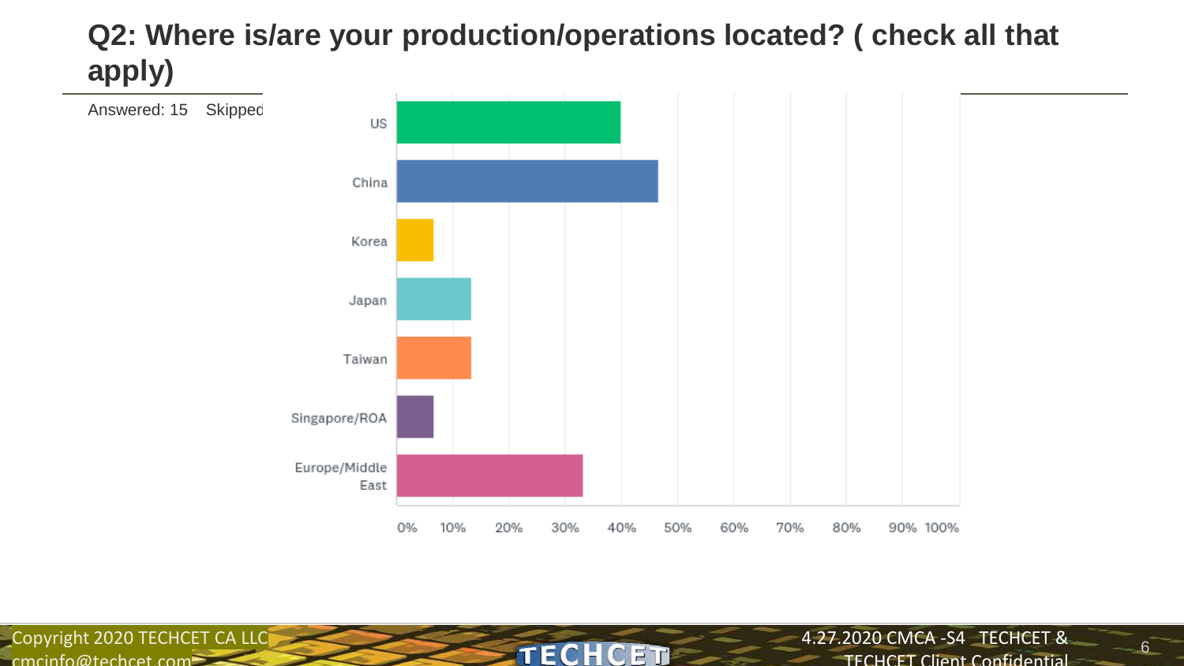# Q2: Where is/are your production/operations located? ( check all that apply)

Answered: 15    Skipped

| Location | Percentage |
|---|---|
| US | 40% |
| China | 47% |
| Korea | 7% |
| Japan | 13% |
| Taiwan | 13% |
| Singapore/ROA | 7% |
| Europe/Middle East | 33% |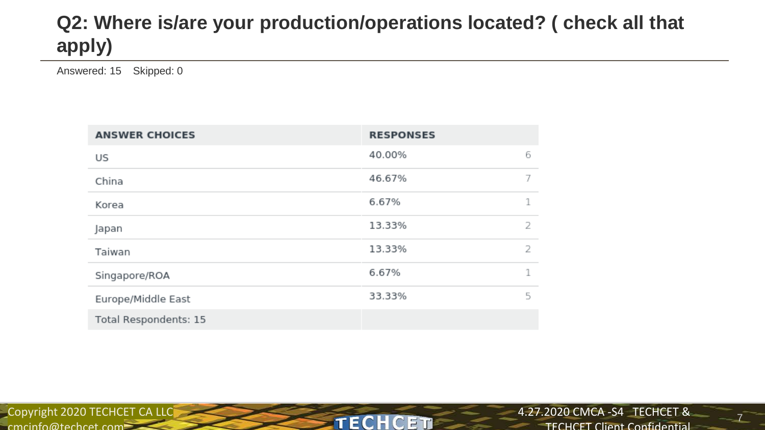# Q2: Where is/are your production/operations located? ( check all that apply)

Answered: 15    Skipped: 0

| ANSWER CHOICES | RESPONSES | |
|---|---|---|
| US | 40.00% | 6 |
| China | 46.67% | 7 |
| Korea | 6.67% | 1 |
| Japan | 13.33% | 2 |
| Taiwan | 13.33% | 2 |
| Singapore/ROA | 6.67% | 1 |
| Europe/Middle East | 33.33% | 5 |
| Total Respondents: 15 | | |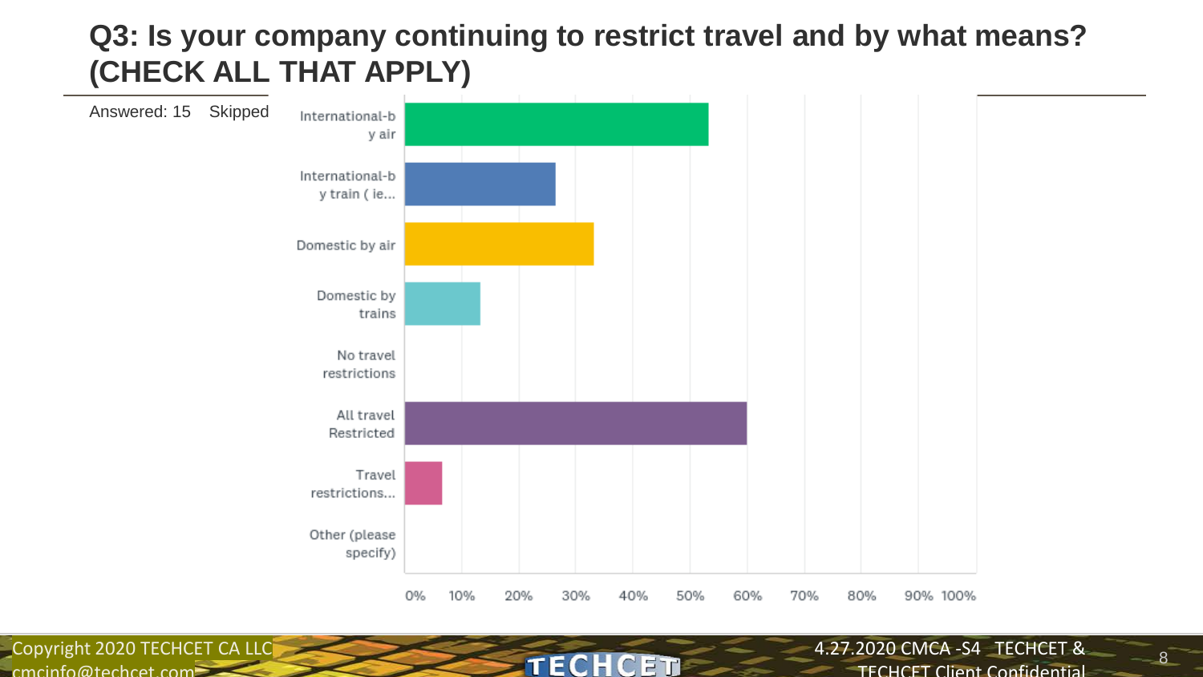# Q3: Is your company continuing to restrict travel and by what means? (CHECK ALL THAT APPLY)

Answered: 15 Skipped

| Response | Percentage (approx.) |
|---|---|
| International-by air | 53% |
| International-by train ( ie... | 27% |
| Domestic by air | 33% |
| Domestic by trains | 13% |
| No travel restrictions | 0% |
| All travel Restricted | 60% |
| Travel restrictions... | 7% |
| Other (please specify) | 0% |

0% 10% 20% 30% 40% 50% 60% 70% 80% 90% 100%

Copyright 2020 TECHCET CA LLC cmcinfo@techcet.com

4.27.2020 CMCA -S4 TECHCET & TECHCET Client Confidential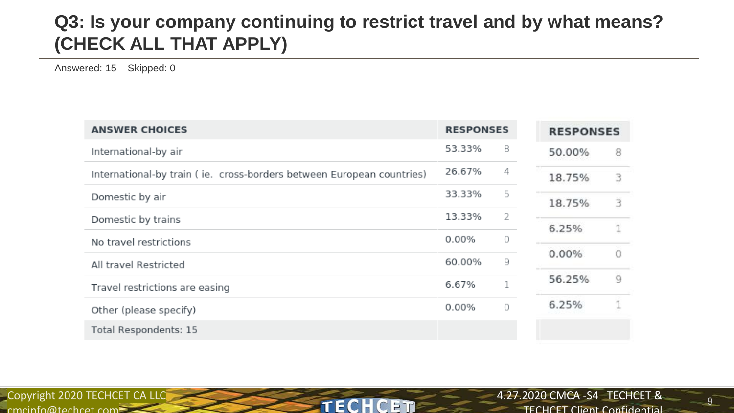## Q3: Is your company continuing to restrict travel and by what means? (CHECK ALL THAT APPLY)

Answered: 15 Skipped: 0

| ANSWER CHOICES | RESPONSES | | RESPONSES | |
|---|---|---|---|---|
| International-by air | 53.33% | 8 | 50.00% | 8 |
| International-by train ( ie. cross-borders between European countries) | 26.67% | 4 | 18.75% | 3 |
| Domestic by air | 33.33% | 5 | 18.75% | 3 |
| Domestic by trains | 13.33% | 2 | 6.25% | 1 |
| No travel restrictions | 0.00% | 0 | 0.00% | 0 |
| All travel Restricted | 60.00% | 9 | 56.25% | 9 |
| Travel restrictions are easing | 6.67% | 1 | 6.25% | 1 |
| Other (please specify) | 0.00% | 0 | | |
| Total Respondents: 15 | | | | |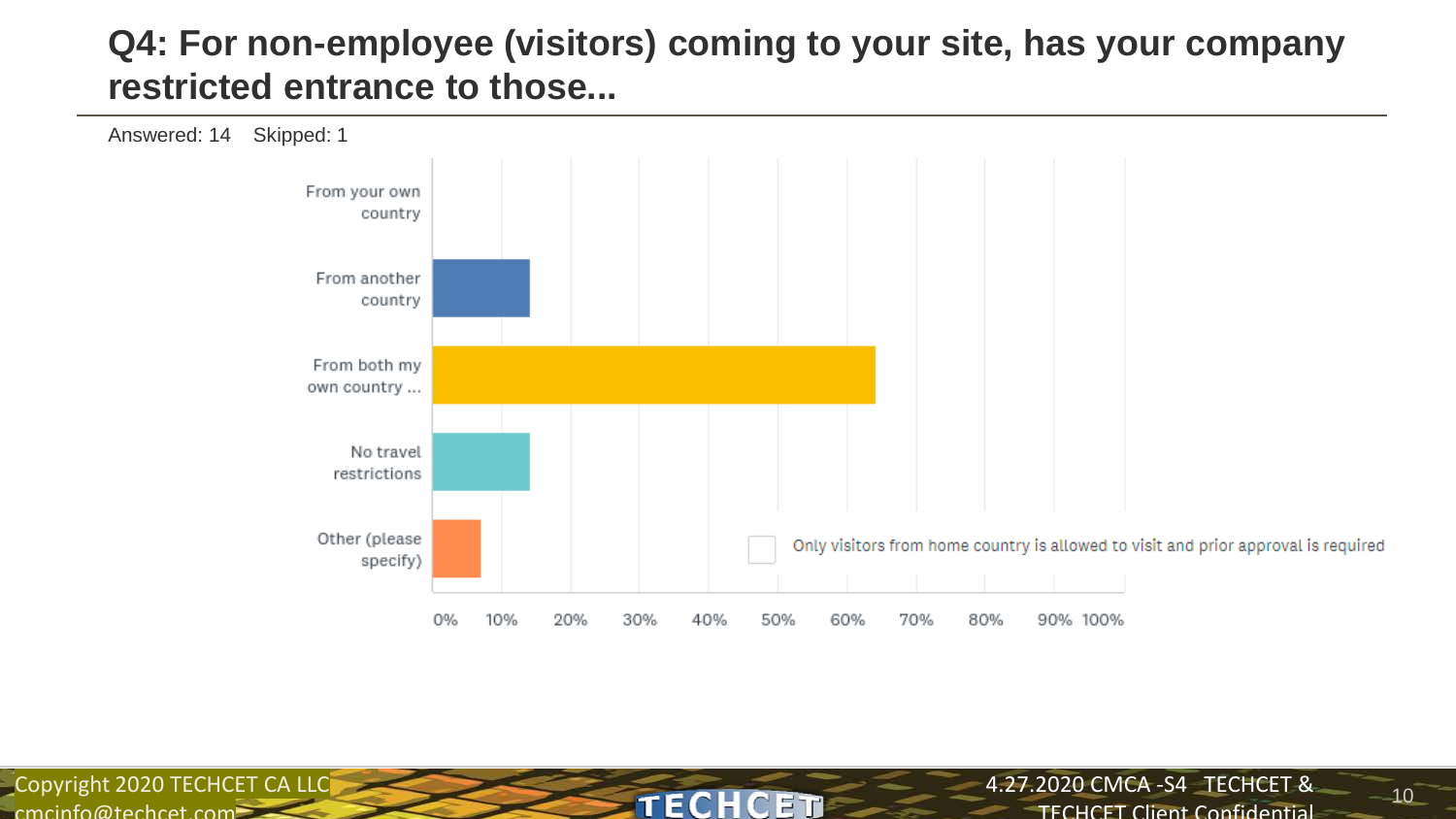# Q4: For non-employee (visitors) coming to your site, has your company restricted entrance to those...

Answered: 14 Skipped: 1

| Response | Percentage |
|---|---|
| From your own country | 0% |
| From another country | ~14% |
| From both my own country ... | ~64% |
| No travel restrictions | ~14% |
| Other (please specify) | ~7% |

Other (please specify): Only visitors from home country is allowed to visit and prior approval is required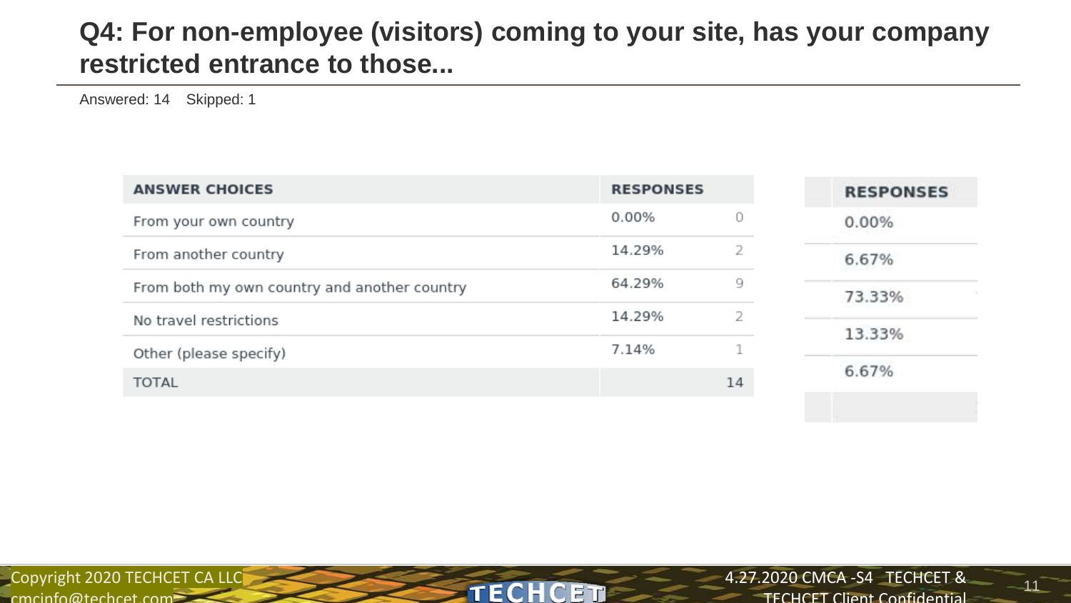## Q4: For non-employee (visitors) coming to your site, has your company restricted entrance to those...

Answered: 14 Skipped: 1

| ANSWER CHOICES | RESPONSES | | RESPONSES |
|---|---|---|---|
| From your own country | 0.00% | 0 | 0.00% |
| From another country | 14.29% | 2 | 6.67% |
| From both my own country and another country | 64.29% | 9 | 73.33% |
| No travel restrictions | 14.29% | 2 | 13.33% |
| Other (please specify) | 7.14% | 1 | 6.67% |
| TOTAL | | 14 | |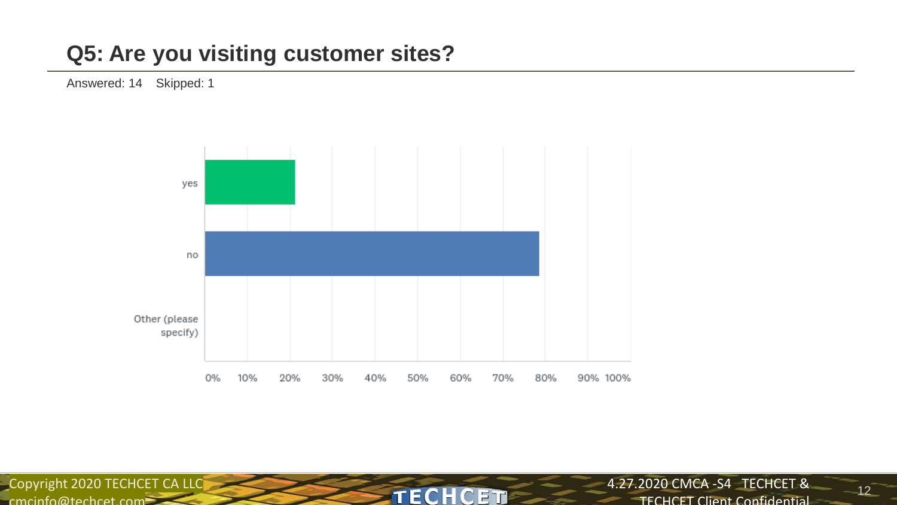## Q5: Are you visiting customer sites?

Answered: 14 Skipped: 1

| Answer | Percentage |
| --- | --- |
| yes | ~21% |
| no | ~79% |
| Other (please specify) | 0% |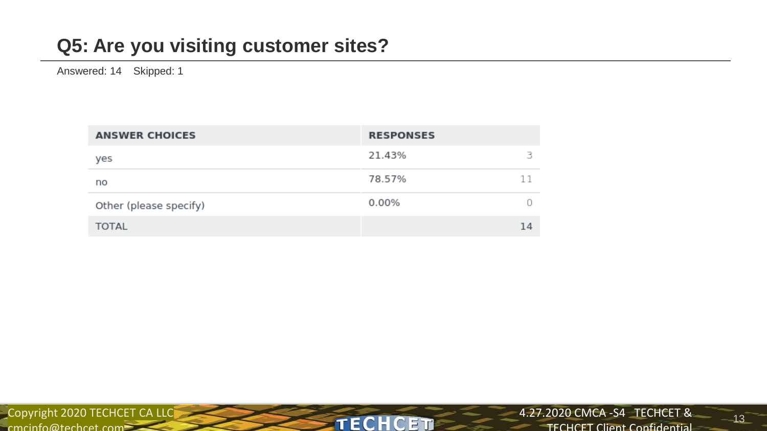## Q5: Are you visiting customer sites?

Answered: 14 Skipped: 1

| ANSWER CHOICES | RESPONSES | |
|---|---|---|
| yes | 21.43% | 3 |
| no | 78.57% | 11 |
| Other (please specify) | 0.00% | 0 |
| TOTAL | | 14 |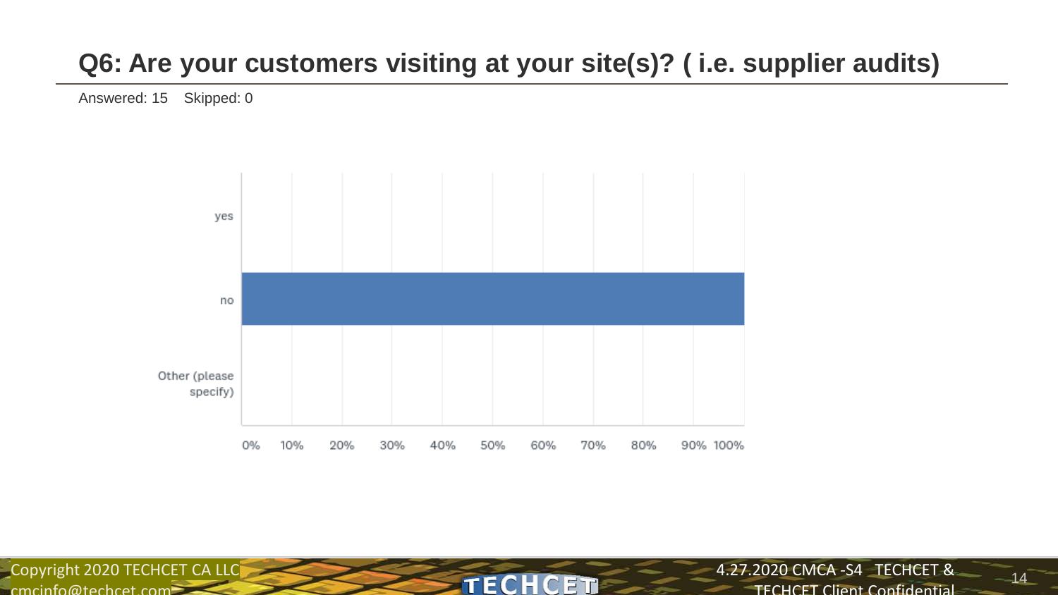## Q6: Are your customers visiting at your site(s)? ( i.e. supplier audits)

Answered: 15 Skipped: 0

| Answer Choices | Responses |
|---|---|
| yes | 0% |
| no | 100% |
| Other (please specify) | 0% |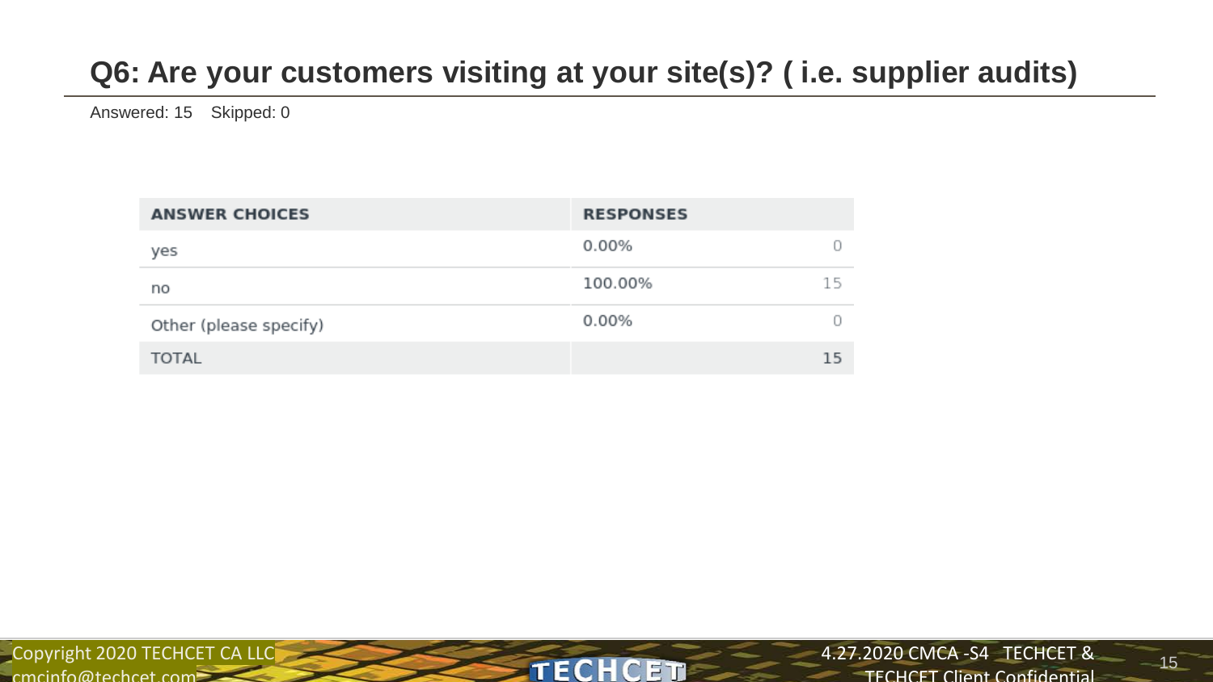# Q6: Are your customers visiting at your site(s)? ( i.e. supplier audits)

Answered: 15 Skipped: 0

| ANSWER CHOICES | RESPONSES | |
|---|---|---|
| yes | 0.00% | 0 |
| no | 100.00% | 15 |
| Other (please specify) | 0.00% | 0 |
| TOTAL | | 15 |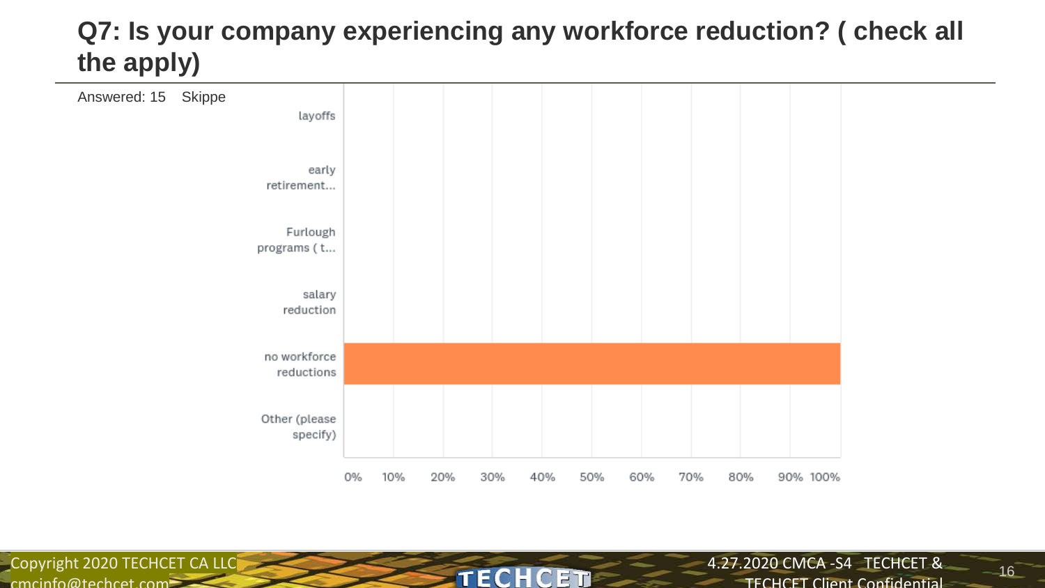# Q7: Is your company experiencing any workforce reduction? ( check all the apply)

Answered: 15 Skippe

| Response | Percentage |
|---|---|
| layoffs | 0% |
| early retirement... | 0% |
| Furlough programs ( t... | 0% |
| salary reduction | 0% |
| no workforce reductions | 100% |
| Other (please specify) | 0% |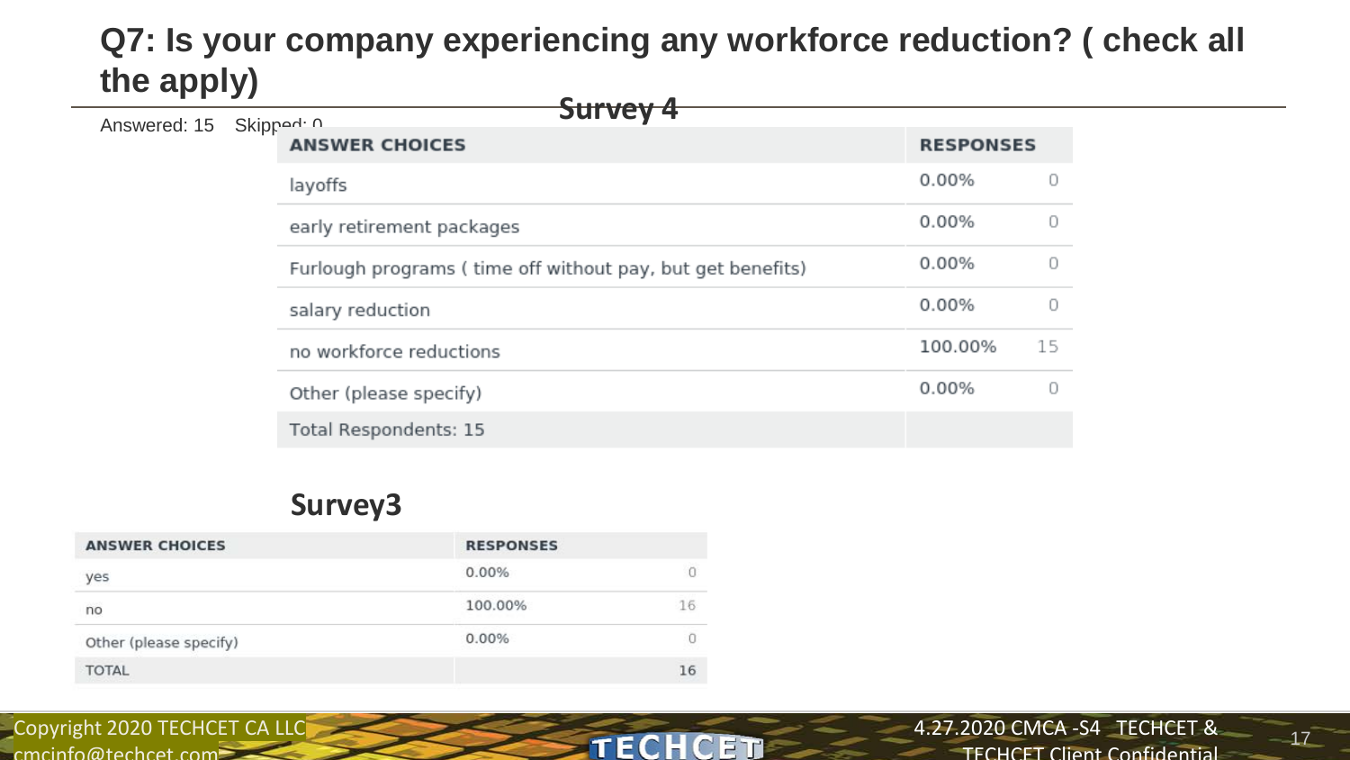# Q7: Is your company experiencing any workforce reduction? ( check all the apply)

## Survey 4

Answered: 15 Skipped: 0

| ANSWER CHOICES | RESPONSES | |
|---|---|---|
| layoffs | 0.00% | 0 |
| early retirement packages | 0.00% | 0 |
| Furlough programs ( time off without pay, but get benefits) | 0.00% | 0 |
| salary reduction | 0.00% | 0 |
| no workforce reductions | 100.00% | 15 |
| Other (please specify) | 0.00% | 0 |
| Total Respondents: 15 | | |

## Survey3

| ANSWER CHOICES | RESPONSES | |
|---|---|---|
| yes | 0.00% | 0 |
| no | 100.00% | 16 |
| Other (please specify) | 0.00% | 0 |
| TOTAL | | 16 |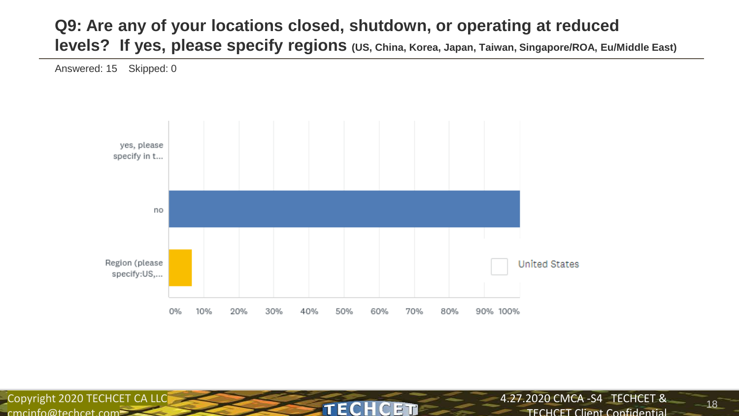# Q9: Are any of your locations closed, shutdown, or operating at reduced levels? If yes, please specify regions (US, China, Korea, Japan, Taiwan, Singapore/ROA, Eu/Middle East)

Answered: 15 Skipped: 0

yes, please specify in t...

no

Region (please specify:US,...

0% 10% 20% 30% 40% 50% 60% 70% 80% 90% 100%

United States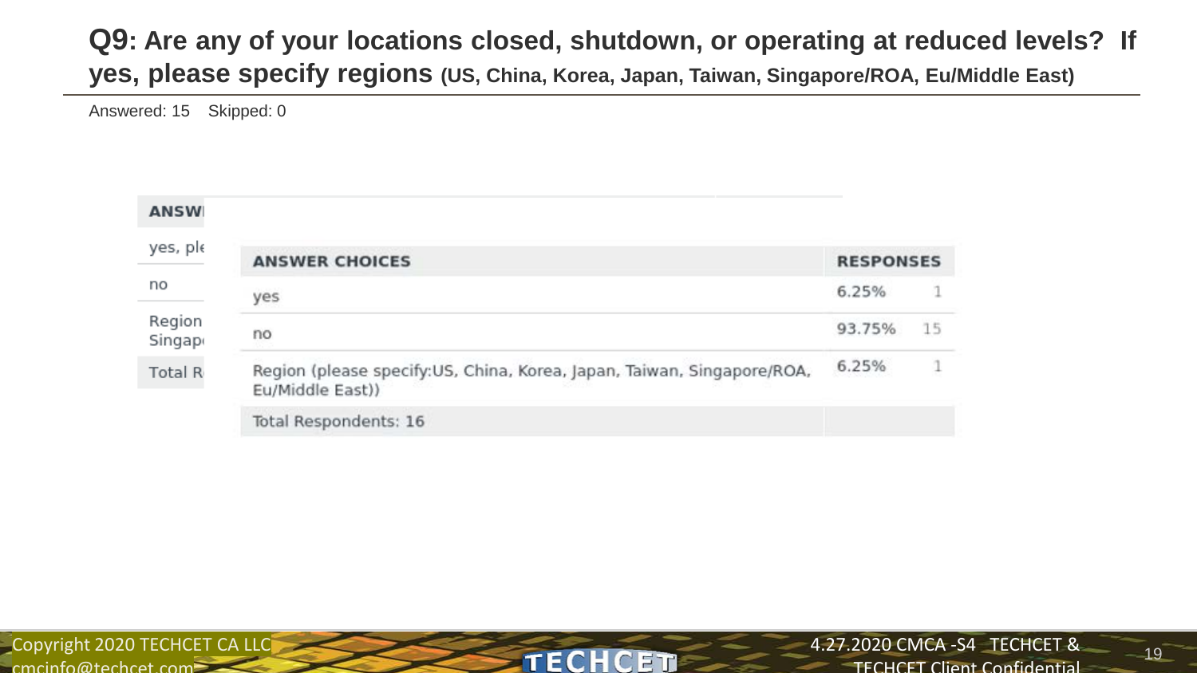## Q9: Are any of your locations closed, shutdown, or operating at reduced levels? If yes, please specify regions (US, China, Korea, Japan, Taiwan, Singapore/ROA, Eu/Middle East)

Answered: 15 Skipped: 0

| ANSWER CHOICES | RESPONSES | |
|---|---|---|
| yes | 6.25% | 1 |
| no | 93.75% | 15 |
| Region (please specify:US, China, Korea, Japan, Taiwan, Singapore/ROA, Eu/Middle East)) | 6.25% | 1 |
| Total Respondents: 16 | | |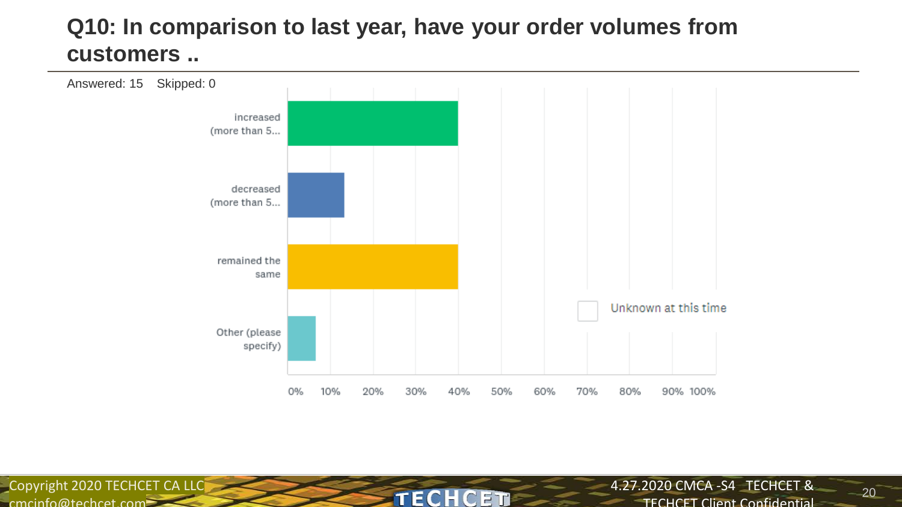# Q10: In comparison to last year, have your order volumes from customers ..

Answered: 15 Skipped: 0

| Answer | Approx. % |
| --- | --- |
| increased (more than 5... | 40% |
| decreased (more than 5... | 13% |
| remained the same | 40% |
| Other (please specify) | 7% |

Unknown at this time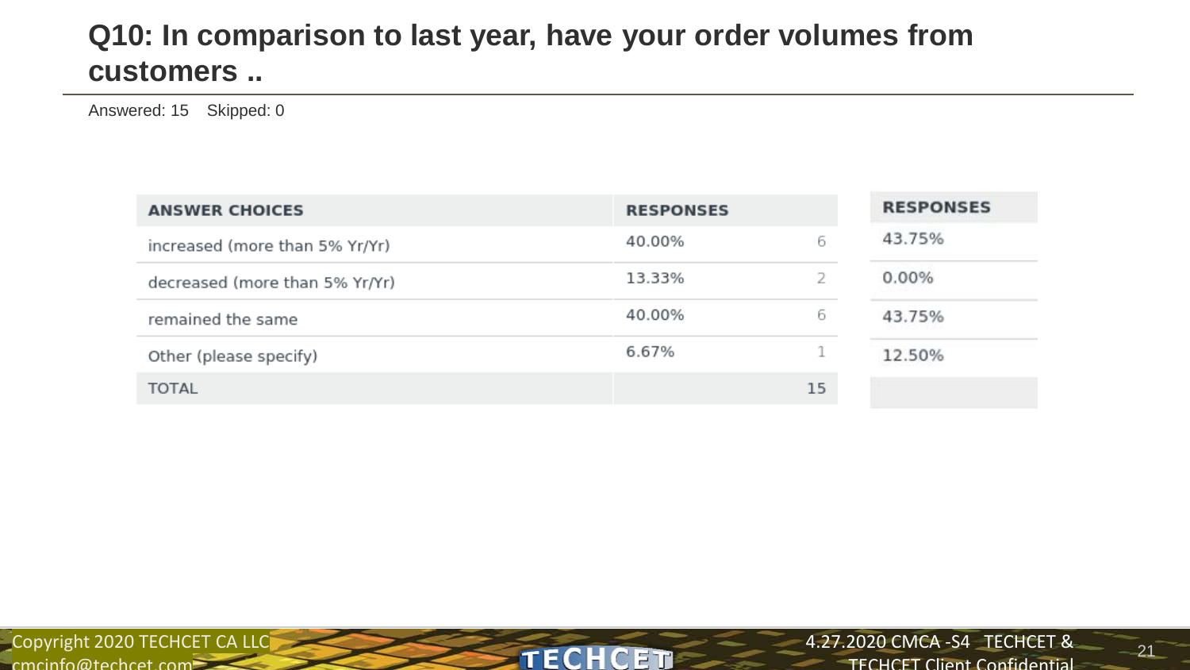## Q10: In comparison to last year, have your order volumes from customers ..

Answered: 15 Skipped: 0

| ANSWER CHOICES | RESPONSES | | RESPONSES |
|---|---|---|---|
| increased (more than 5% Yr/Yr) | 40.00% | 6 | 43.75% |
| decreased (more than 5% Yr/Yr) | 13.33% | 2 | 0.00% |
| remained the same | 40.00% | 6 | 43.75% |
| Other (please specify) | 6.67% | 1 | 12.50% |
| TOTAL | | 15 | |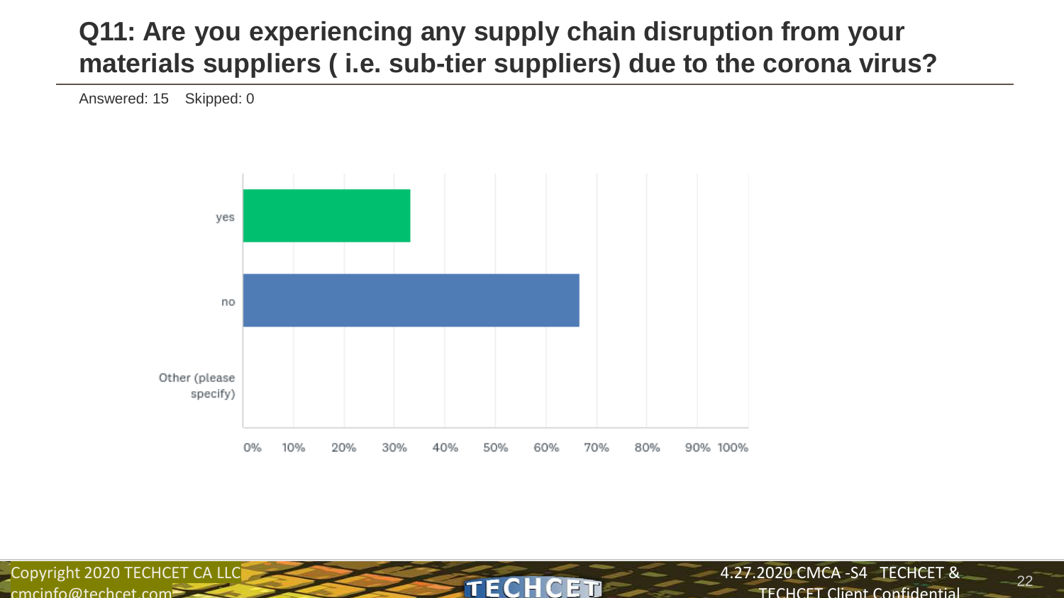## Q11: Are you experiencing any supply chain disruption from your materials suppliers ( i.e. sub-tier suppliers) due to the corona virus?

Answered: 15 Skipped: 0

| Response | Percentage |
|---|---|
| yes | ~33% |
| no | ~67% |
| Other (please specify) | 0% |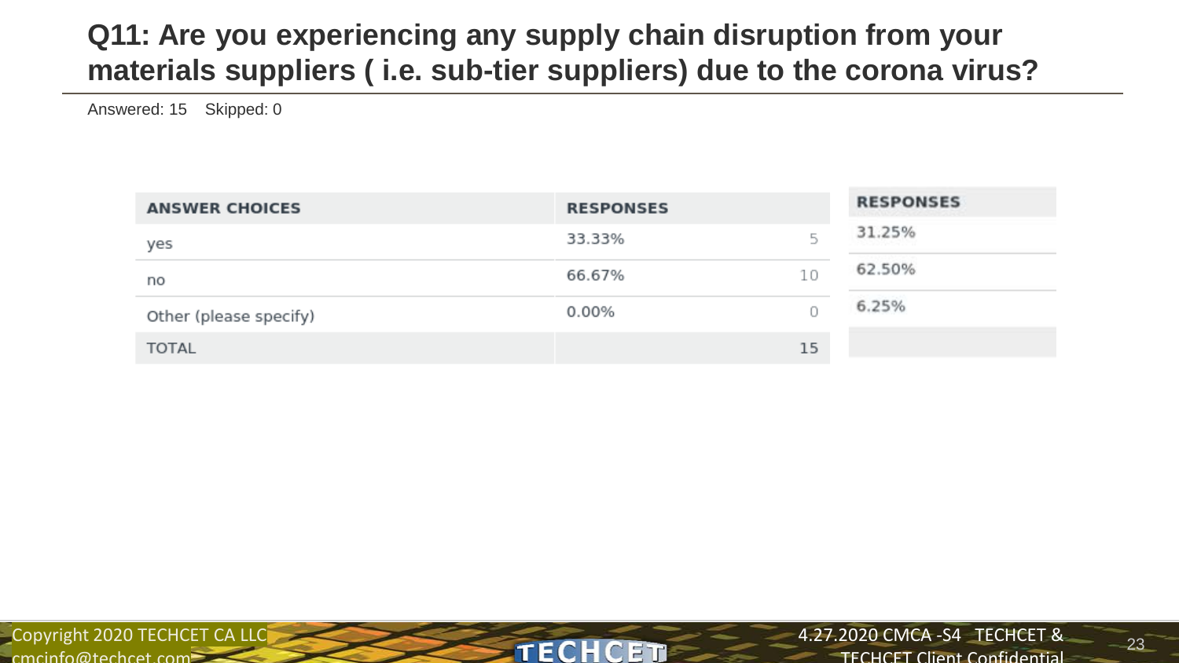# Q11: Are you experiencing any supply chain disruption from your materials suppliers ( i.e. sub-tier suppliers) due to the corona virus?

Answered: 15 Skipped: 0

| ANSWER CHOICES | RESPONSES | | RESPONSES |
|---|---|---|---|
| yes | 33.33% | 5 | 31.25% |
| no | 66.67% | 10 | 62.50% |
| Other (please specify) | 0.00% | 0 | 6.25% |
| TOTAL | | 15 | |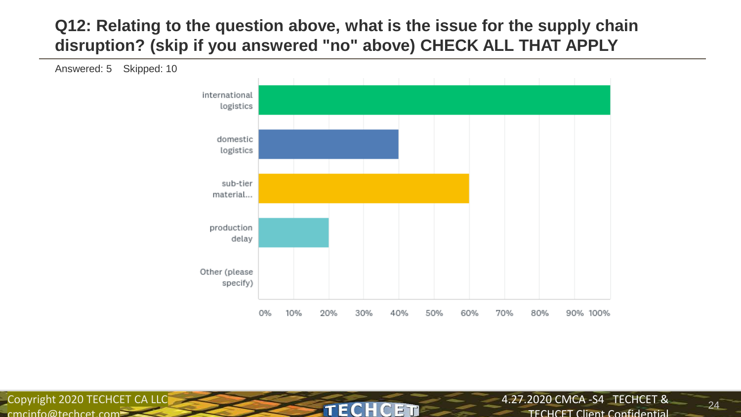## Q12: Relating to the question above, what is the issue for the supply chain disruption? (skip if you answered "no" above) CHECK ALL THAT APPLY

Answered: 5 Skipped: 10

| Answer | Response |
| --- | --- |
| international logistics | 100% |
| domestic logistics | 40% |
| sub-tier material... | 60% |
| production delay | 20% |
| Other (please specify) | 0% |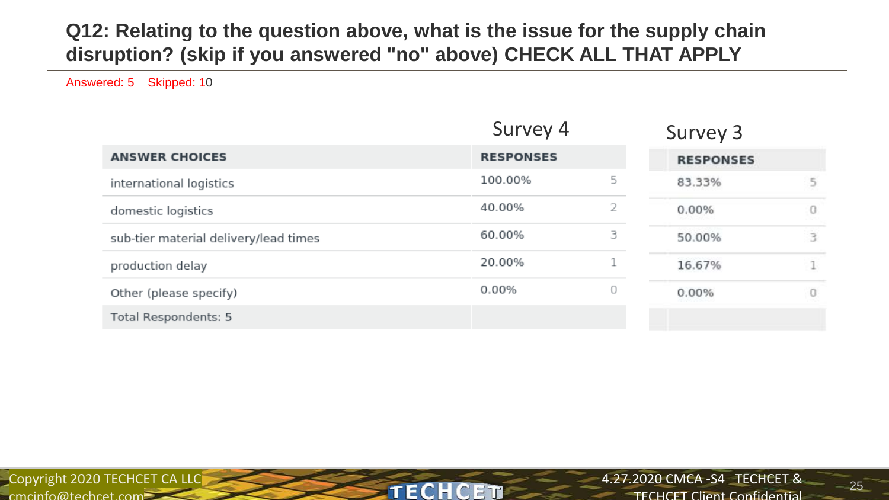## Q12: Relating to the question above, what is the issue for the supply chain disruption? (skip if you answered "no" above) CHECK ALL THAT APPLY

Answered: 5 Skipped: 10

| | Survey 4 | | Survey 3 | |
|---|---|---|---|---|
| ANSWER CHOICES | RESPONSES | | RESPONSES | |
| international logistics | 100.00% | 5 | 83.33% | 5 |
| domestic logistics | 40.00% | 2 | 0.00% | 0 |
| sub-tier material delivery/lead times | 60.00% | 3 | 50.00% | 3 |
| production delay | 20.00% | 1 | 16.67% | 1 |
| Other (please specify) | 0.00% | 0 | 0.00% | 0 |
| Total Respondents: 5 | | | | |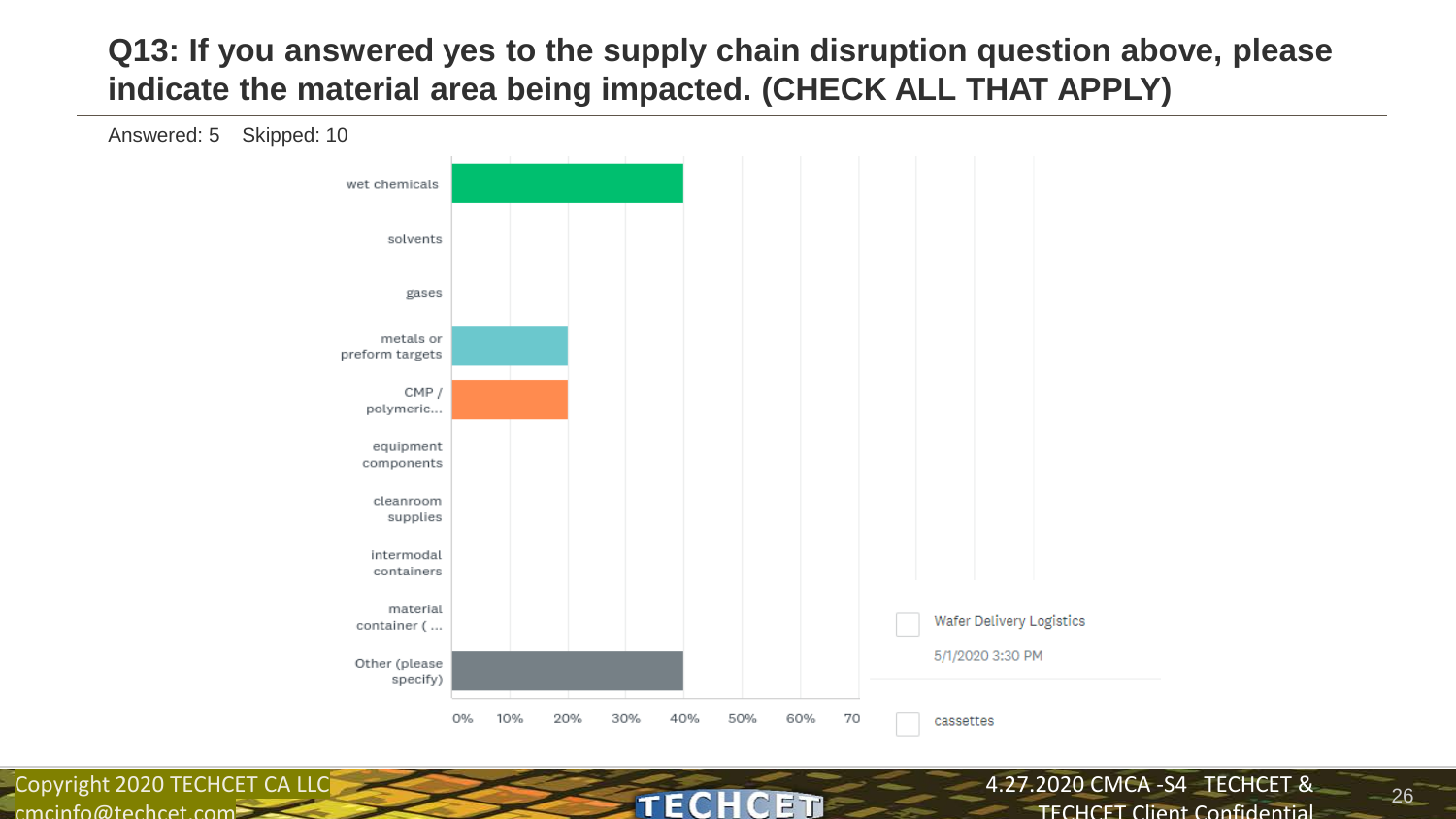## Q13: If you answered yes to the supply chain disruption question above, please indicate the material area being impacted. (CHECK ALL THAT APPLY)

Answered: 5 Skipped: 10

| Material area | Response |
| --- | --- |
| wet chemicals | 40% |
| solvents | 0% |
| gases | 0% |
| metals or preform targets | 20% |
| CMP / polymeric... | 20% |
| equipment components | 0% |
| cleanroom supplies | 0% |
| intermodal containers | 0% |
| material container ( ... | 0% |
| Other (please specify) | 40% |

Other (please specify) responses:

- Wafer Delivery Logistics — 5/1/2020 3:30 PM
- cassettes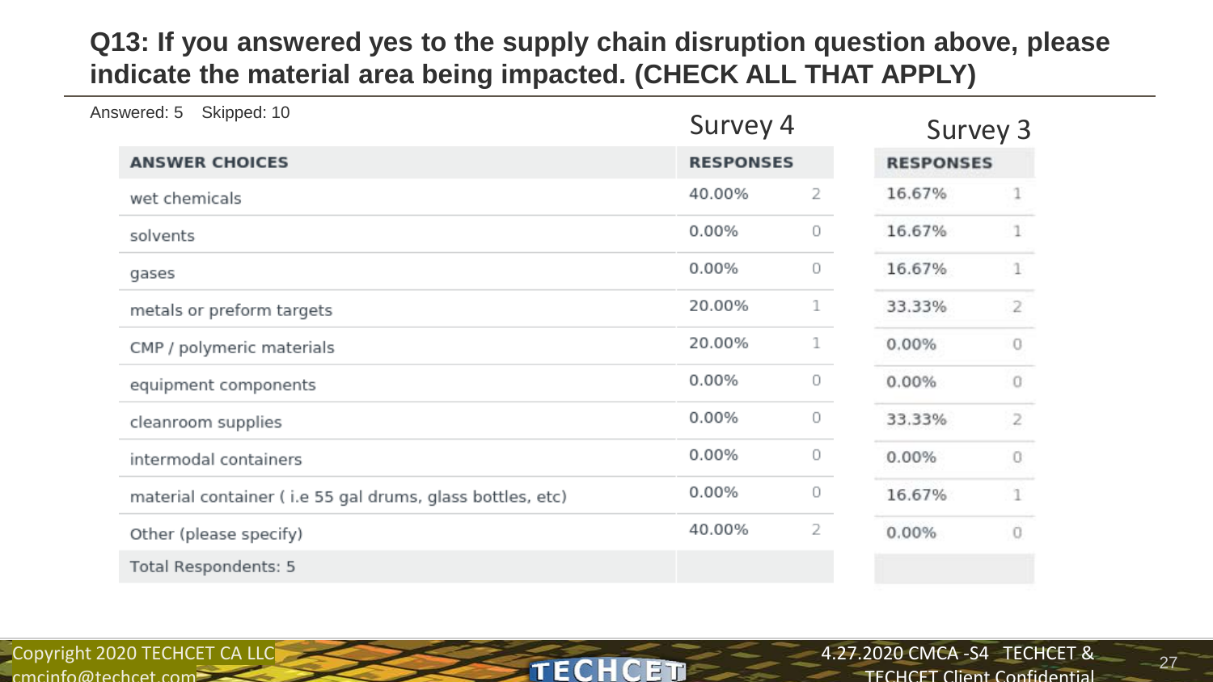## Q13: If you answered yes to the supply chain disruption question above, please indicate the material area being impacted. (CHECK ALL THAT APPLY)

Answered: 5 Skipped: 10

| ANSWER CHOICES | Survey 4 RESPONSES | | Survey 3 RESPONSES | |
|---|---|---|---|---|
| wet chemicals | 40.00% | 2 | 16.67% | 1 |
| solvents | 0.00% | 0 | 16.67% | 1 |
| gases | 0.00% | 0 | 16.67% | 1 |
| metals or preform targets | 20.00% | 1 | 33.33% | 2 |
| CMP / polymeric materials | 20.00% | 1 | 0.00% | 0 |
| equipment components | 0.00% | 0 | 0.00% | 0 |
| cleanroom supplies | 0.00% | 0 | 33.33% | 2 |
| intermodal containers | 0.00% | 0 | 0.00% | 0 |
| material container ( i.e 55 gal drums, glass bottles, etc) | 0.00% | 0 | 16.67% | 1 |
| Other (please specify) | 40.00% | 2 | 0.00% | 0 |
| Total Respondents: 5 | | | | |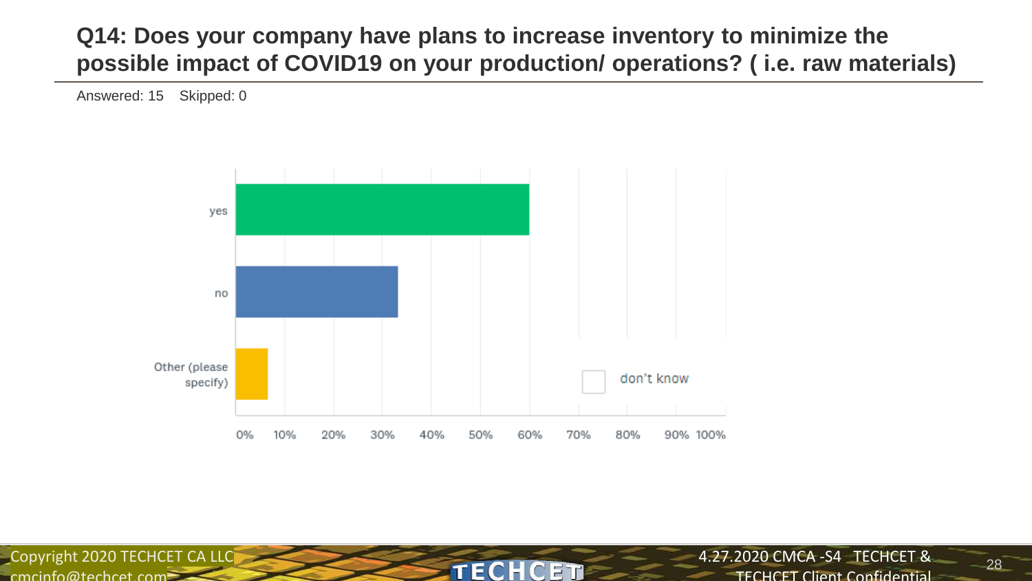## Q14: Does your company have plans to increase inventory to minimize the possible impact of COVID19 on your production/ operations? ( i.e. raw materials)

Answered: 15    Skipped: 0

| Answer | Percentage |
| --- | --- |
| yes | 60% |
| no | 33% |
| Other (please specify) | 7% |

don't know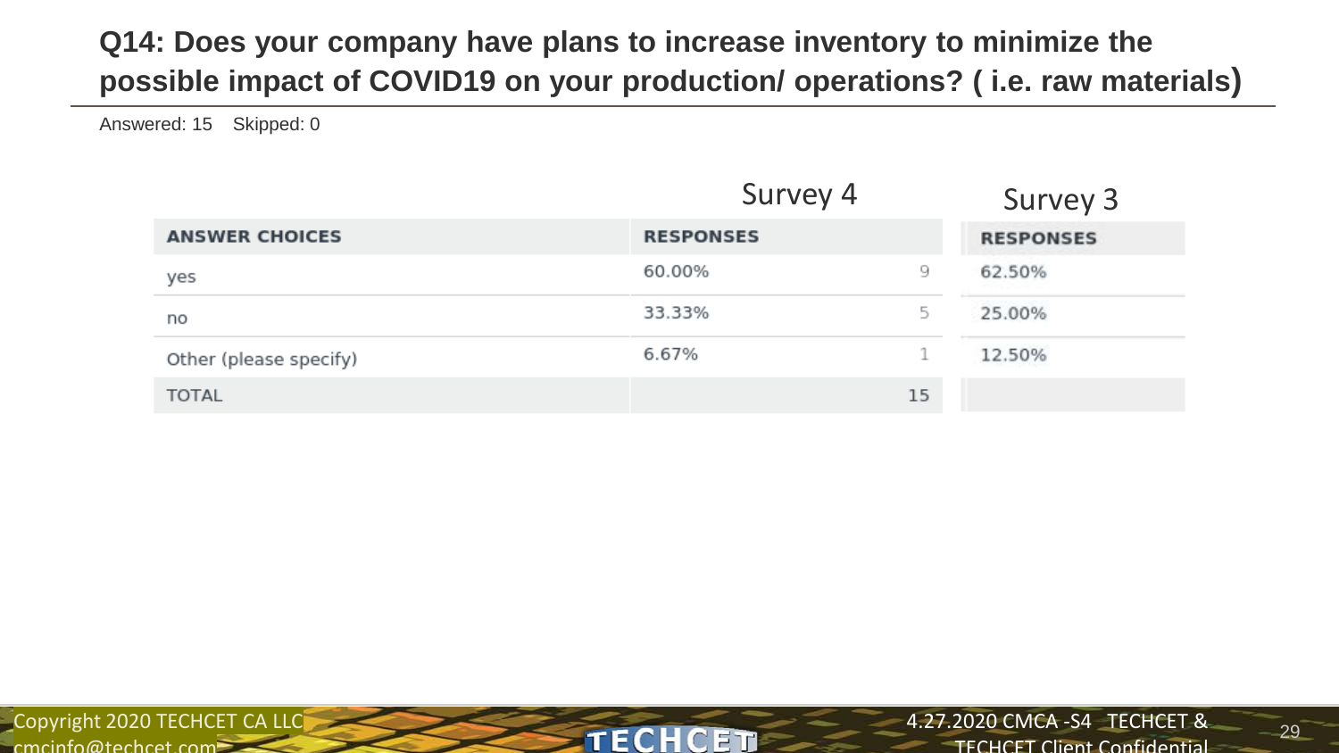## Q14: Does your company have plans to increase inventory to minimize the possible impact of COVID19 on your production/ operations? ( i.e. raw materials)

Answered: 15 Skipped: 0

| | Survey 4 | | Survey 3 |
|---|---|---|---|
| ANSWER CHOICES | RESPONSES | | RESPONSES |
| yes | 60.00% | 9 | 62.50% |
| no | 33.33% | 5 | 25.00% |
| Other (please specify) | 6.67% | 1 | 12.50% |
| TOTAL | | 15 | |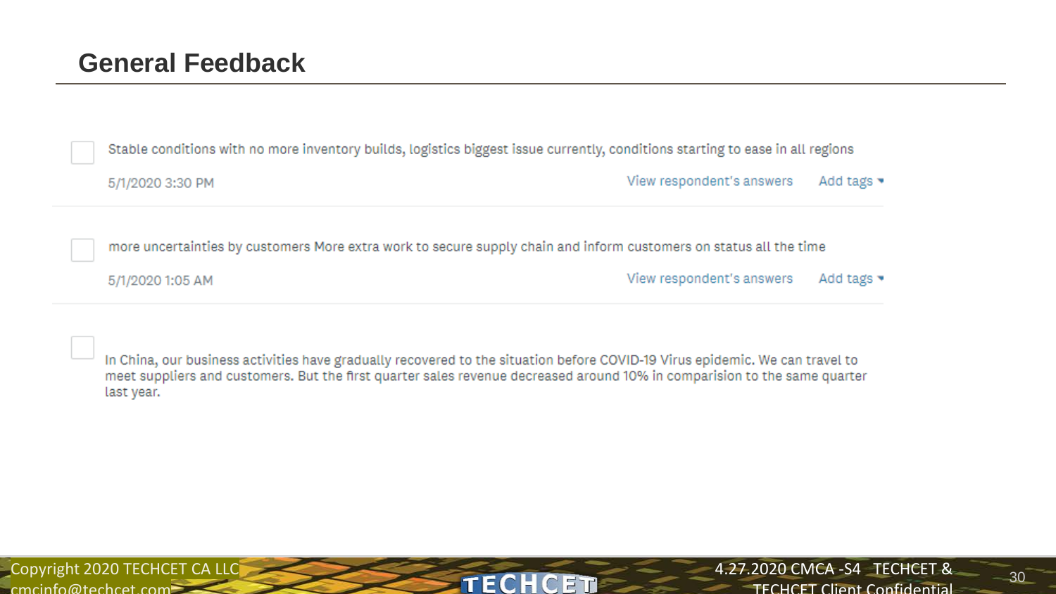## General Feedback

Stable conditions with no more inventory builds, logistics biggest issue currently, conditions starting to ease in all regions

5/1/2020 3:30 PM

more uncertainties by customers More extra work to secure supply chain and inform customers on status all the time

5/1/2020 1:05 AM

In China, our business activities have gradually recovered to the situation before COVID-19 Virus epidemic. We can travel to meet suppliers and customers. But the first quarter sales revenue decreased around 10% in comparision to the same quarter last year.